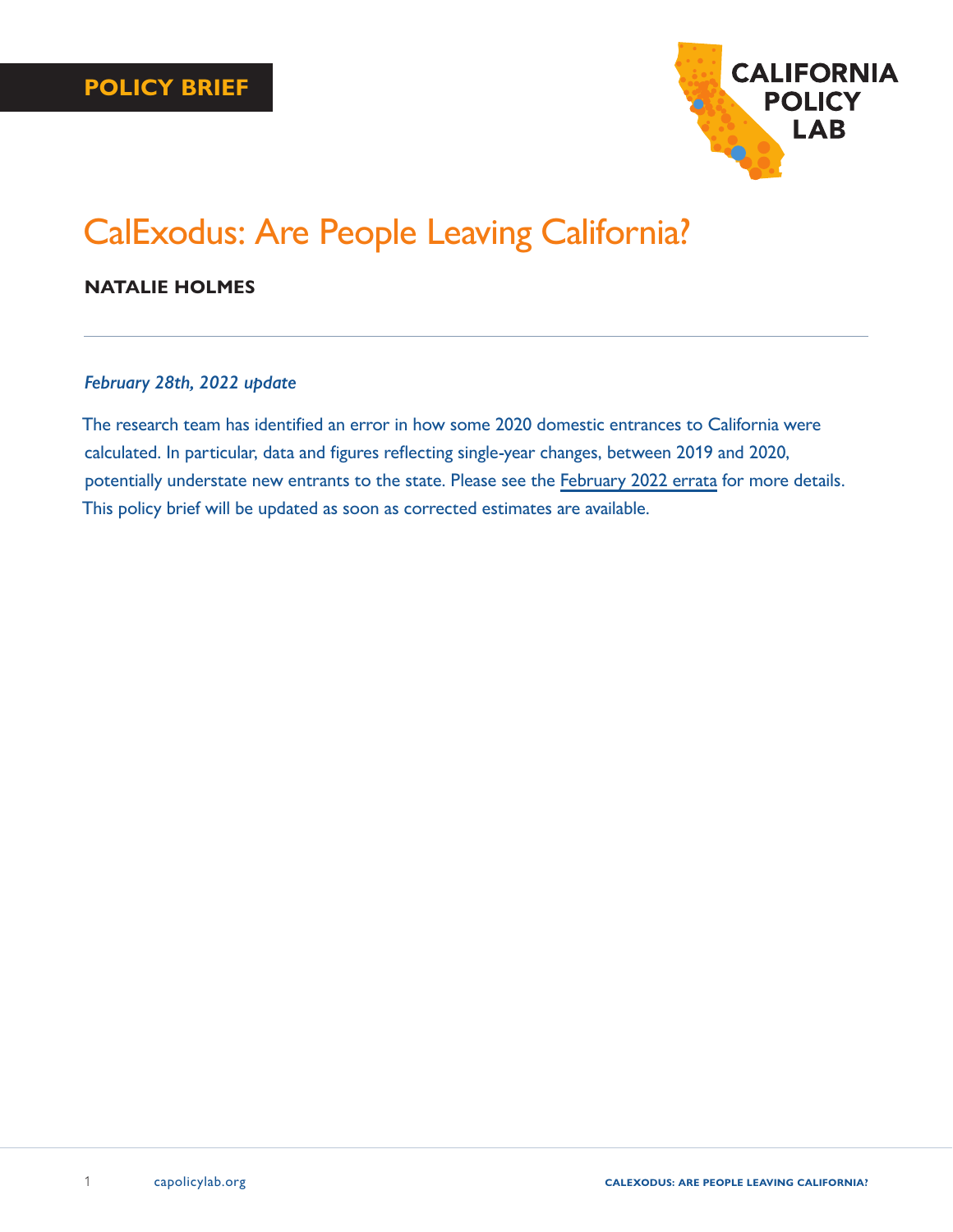**POLICY BRIEF**

CALIFORNIA POLICY LAB

# CalExodus: Are People Leaving California?

**NATALIE HOLMES**

---

*February 28th, 2022 update*

The research team has identified an error in how some 2020 domestic entrances to California were calculated. In particular, data and figures reflecting single-year changes, between 2019 and 2020, potentially understate new entrants to the state. Please see the February 2022 errata for more details. This policy brief will be updated as soon as corrected estimates are available.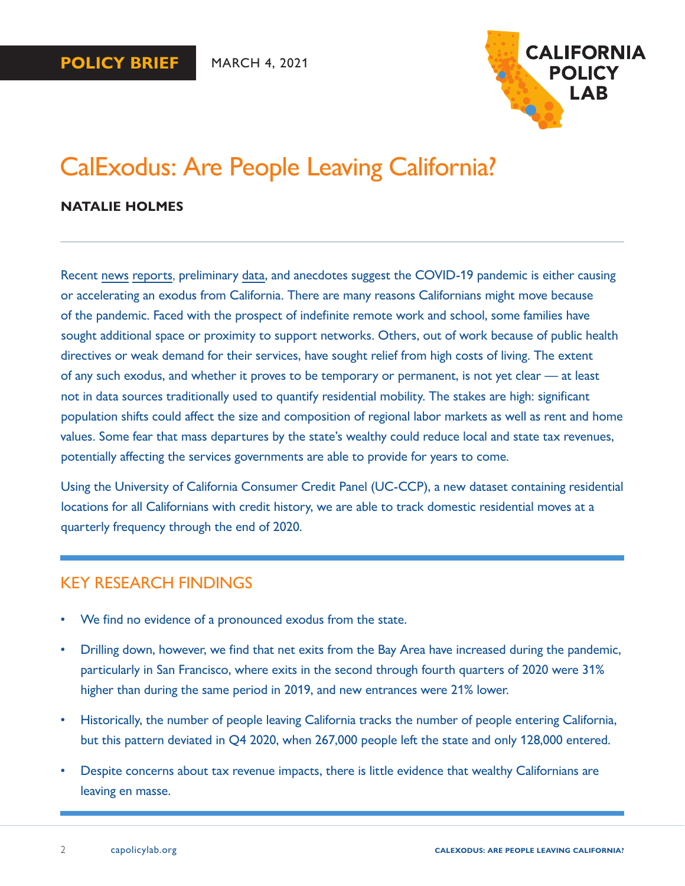POLICY BRIEF MARCH 4, 2021

CALIFORNIA POLICY LAB

# CalExodus: Are People Leaving California?

**NATALIE HOLMES**

Recent news reports, preliminary data, and anecdotes suggest the COVID-19 pandemic is either causing or accelerating an exodus from California. There are many reasons Californians might move because of the pandemic. Faced with the prospect of indefinite remote work and school, some families have sought additional space or proximity to support networks. Others, out of work because of public health directives or weak demand for their services, have sought relief from high costs of living. The extent of any such exodus, and whether it proves to be temporary or permanent, is not yet clear — at least not in data sources traditionally used to quantify residential mobility. The stakes are high: significant population shifts could affect the size and composition of regional labor markets as well as rent and home values. Some fear that mass departures by the state's wealthy could reduce local and state tax revenues, potentially affecting the services governments are able to provide for years to come.

Using the University of California Consumer Credit Panel (UC-CCP), a new dataset containing residential locations for all Californians with credit history, we are able to track domestic residential moves at a quarterly frequency through the end of 2020.

## KEY RESEARCH FINDINGS

- We find no evidence of a pronounced exodus from the state.
- Drilling down, however, we find that net exits from the Bay Area have increased during the pandemic, particularly in San Francisco, where exits in the second through fourth quarters of 2020 were 31% higher than during the same period in 2019, and new entrances were 21% lower.
- Historically, the number of people leaving California tracks the number of people entering California, but this pattern deviated in Q4 2020, when 267,000 people left the state and only 128,000 entered.
- Despite concerns about tax revenue impacts, there is little evidence that wealthy Californians are leaving en masse.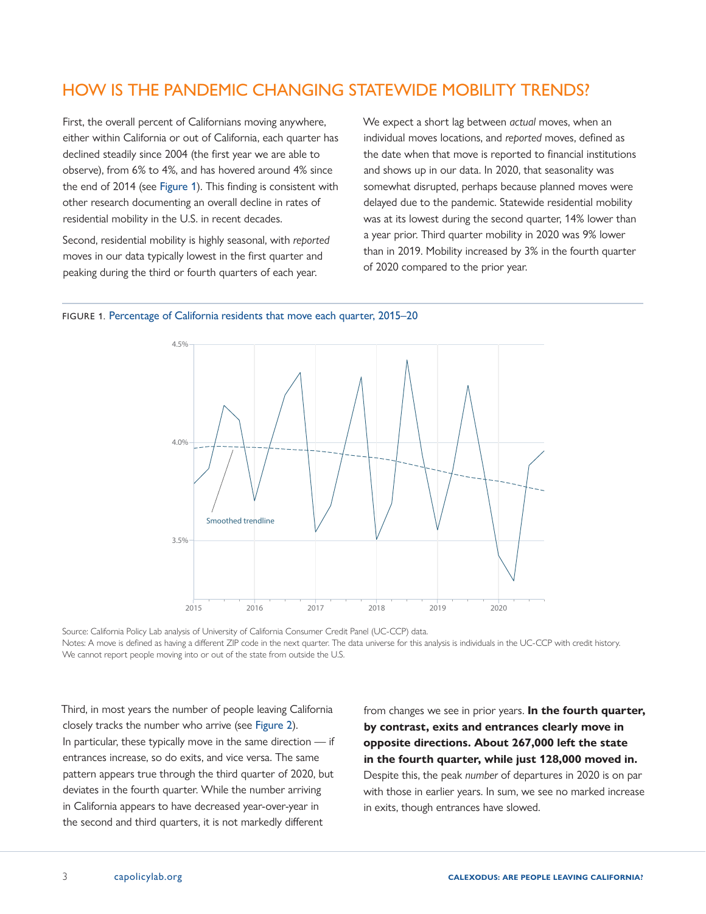## HOW IS THE PANDEMIC CHANGING STATEWIDE MOBILITY TRENDS?

First, the overall percent of Californians moving anywhere, either within California or out of California, each quarter has declined steadily since 2004 (the first year we are able to observe), from 6% to 4%, and has hovered around 4% since the end of 2014 (see Figure 1). This finding is consistent with other research documenting an overall decline in rates of residential mobility in the U.S. in recent decades.

Second, residential mobility is highly seasonal, with *reported* moves in our data typically lowest in the first quarter and peaking during the third or fourth quarters of each year. We expect a short lag between *actual* moves, when an individual moves locations, and *reported* moves, defined as the date when that move is reported to financial institutions and shows up in our data. In 2020, that seasonality was somewhat disrupted, perhaps because planned moves were delayed due to the pandemic. Statewide residential mobility was at its lowest during the second quarter, 14% lower than a year prior. Third quarter mobility in 2020 was 9% lower than in 2019. Mobility increased by 3% in the fourth quarter of 2020 compared to the prior year.

FIGURE 1. Percentage of California residents that move each quarter, 2015–20

Source: California Policy Lab analysis of University of California Consumer Credit Panel (UC-CCP) data.
Notes: A move is defined as having a different ZIP code in the next quarter. The data universe for this analysis is individuals in the UC-CCP with credit history. We cannot report people moving into or out of the state from outside the U.S.

Third, in most years the number of people leaving California closely tracks the number who arrive (see Figure 2). In particular, these typically move in the same direction — if entrances increase, so do exits, and vice versa. The same pattern appears true through the third quarter of 2020, but deviates in the fourth quarter. While the number arriving in California appears to have decreased year-over-year in the second and third quarters, it is not markedly different from changes we see in prior years. **In the fourth quarter, by contrast, exits and entrances clearly move in opposite directions. About 267,000 left the state in the fourth quarter, while just 128,000 moved in.** Despite this, the peak *number* of departures in 2020 is on par with those in earlier years. In sum, we see no marked increase in exits, though entrances have slowed.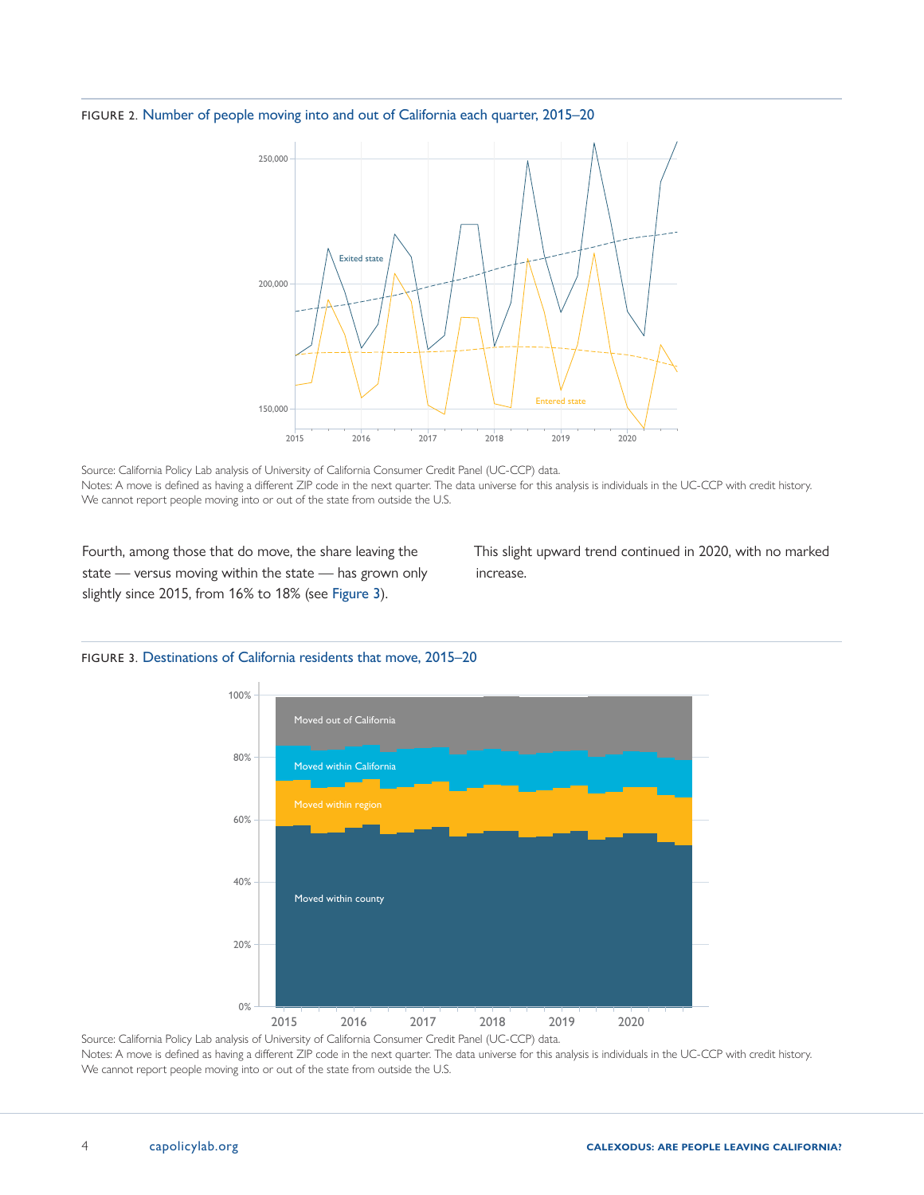FIGURE 2. Number of people moving into and out of California each quarter, 2015–20

Source: California Policy Lab analysis of University of California Consumer Credit Panel (UC-CCP) data.
Notes: A move is defined as having a different ZIP code in the next quarter. The data universe for this analysis is individuals in the UC-CCP with credit history. We cannot report people moving into or out of the state from outside the U.S.

Fourth, among those that do move, the share leaving the state — versus moving within the state — has grown only slightly since 2015, from 16% to 18% (see Figure 3). This slight upward trend continued in 2020, with no marked increase.

FIGURE 3. Destinations of California residents that move, 2015–20

Source: California Policy Lab analysis of University of California Consumer Credit Panel (UC-CCP) data.
Notes: A move is defined as having a different ZIP code in the next quarter. The data universe for this analysis is individuals in the UC-CCP with credit history. We cannot report people moving into or out of the state from outside the U.S.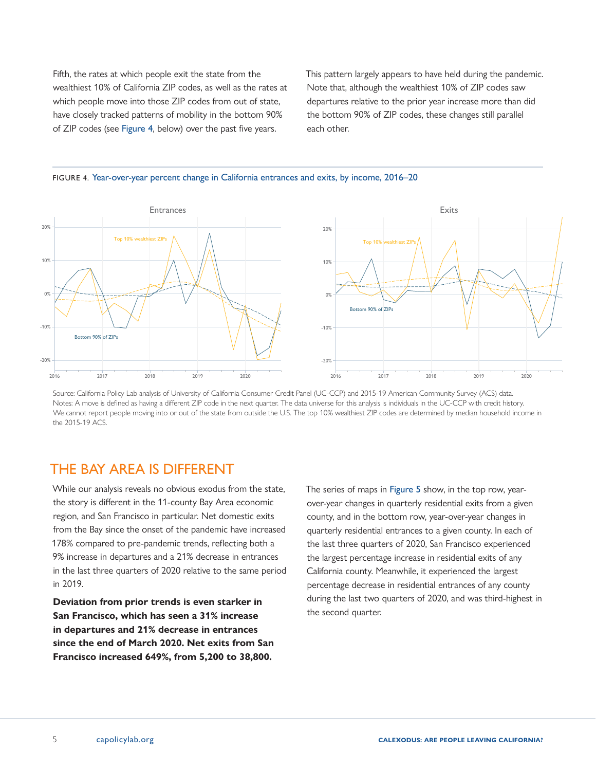Fifth, the rates at which people exit the state from the wealthiest 10% of California ZIP codes, as well as the rates at which people move into those ZIP codes from out of state, have closely tracked patterns of mobility in the bottom 90% of ZIP codes (see Figure 4, below) over the past five years.

This pattern largely appears to have held during the pandemic. Note that, although the wealthiest 10% of ZIP codes saw departures relative to the prior year increase more than did the bottom 90% of ZIP codes, these changes still parallel each other.

FIGURE 4. Year-over-year percent change in California entrances and exits, by income, 2016–20

Source: California Policy Lab analysis of University of California Consumer Credit Panel (UC-CCP) and 2015-19 American Community Survey (ACS) data.
Notes: A move is defined as having a different ZIP code in the next quarter. The data universe for this analysis is individuals in the UC-CCP with credit history. We cannot report people moving into or out of the state from outside the U.S. The top 10% wealthiest ZIP codes are determined by median household income in the 2015-19 ACS.

## THE BAY AREA IS DIFFERENT

While our analysis reveals no obvious exodus from the state, the story is different in the 11-county Bay Area economic region, and San Francisco in particular. Net domestic exits from the Bay since the onset of the pandemic have increased 178% compared to pre-pandemic trends, reflecting both a 9% increase in departures and a 21% decrease in entrances in the last three quarters of 2020 relative to the same period in 2019.

**Deviation from prior trends is even starker in San Francisco, which has seen a 31% increase in departures and 21% decrease in entrances since the end of March 2020. Net exits from San Francisco increased 649%, from 5,200 to 38,800.**

The series of maps in Figure 5 show, in the top row, year-over-year changes in quarterly residential exits from a given county, and in the bottom row, year-over-year changes in quarterly residential entrances to a given county. In each of the last three quarters of 2020, San Francisco experienced the largest percentage increase in residential exits of any California county. Meanwhile, it experienced the largest percentage decrease in residential entrances of any county during the last two quarters of 2020, and was third-highest in the second quarter.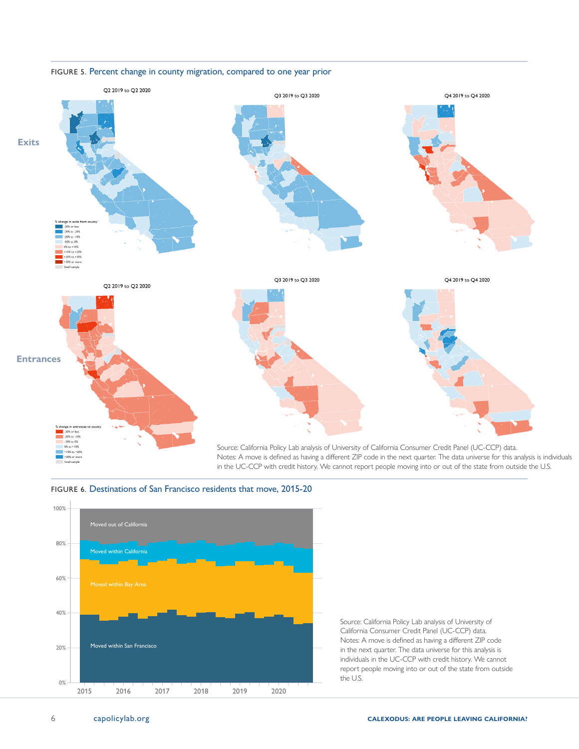FIGURE 5. Percent change in county migration, compared to one year prior

Exits

Q2 2019 to Q2 2020

Q3 2019 to Q3 2020

Q4 2019 to Q4 2020

% change in exits from county
- -30% or less
- -30% to -20%
- -20% to -10%
- -10% to 0%
- 0% to +10%
- +10% to +20%
- +20% to +30%
- +30% or more
- Small sample

Entrances

Q2 2019 to Q2 2020

Q3 2019 to Q3 2020

Q4 2019 to Q4 2020

% change in entrances to county
- -20% or less
- -20% to -10%
- -10% to 0%
- 0% to +10%
- +10% to +20%
- +20% or more
- Small sample

Source: California Policy Lab analysis of University of California Consumer Credit Panel (UC-CCP) data.
Notes: A move is defined as having a different ZIP code in the next quarter. The data universe for this analysis is individuals in the UC-CCP with credit history. We cannot report people moving into or out of the state from outside the U.S.

FIGURE 6. Destinations of San Francisco residents that move, 2015-20

Moved out of California

Moved within California

Moved within Bay Area

Moved within San Francisco

100%, 80%, 60%, 40%, 20%, 0%

2015, 2016, 2017, 2018, 2019, 2020

Source: California Policy Lab analysis of University of California Consumer Credit Panel (UC-CCP) data.
Notes: A move is defined as having a different ZIP code in the next quarter. The data universe for this analysis is individuals in the UC-CCP with credit history. We cannot report people moving into or out of the state from outside the U.S.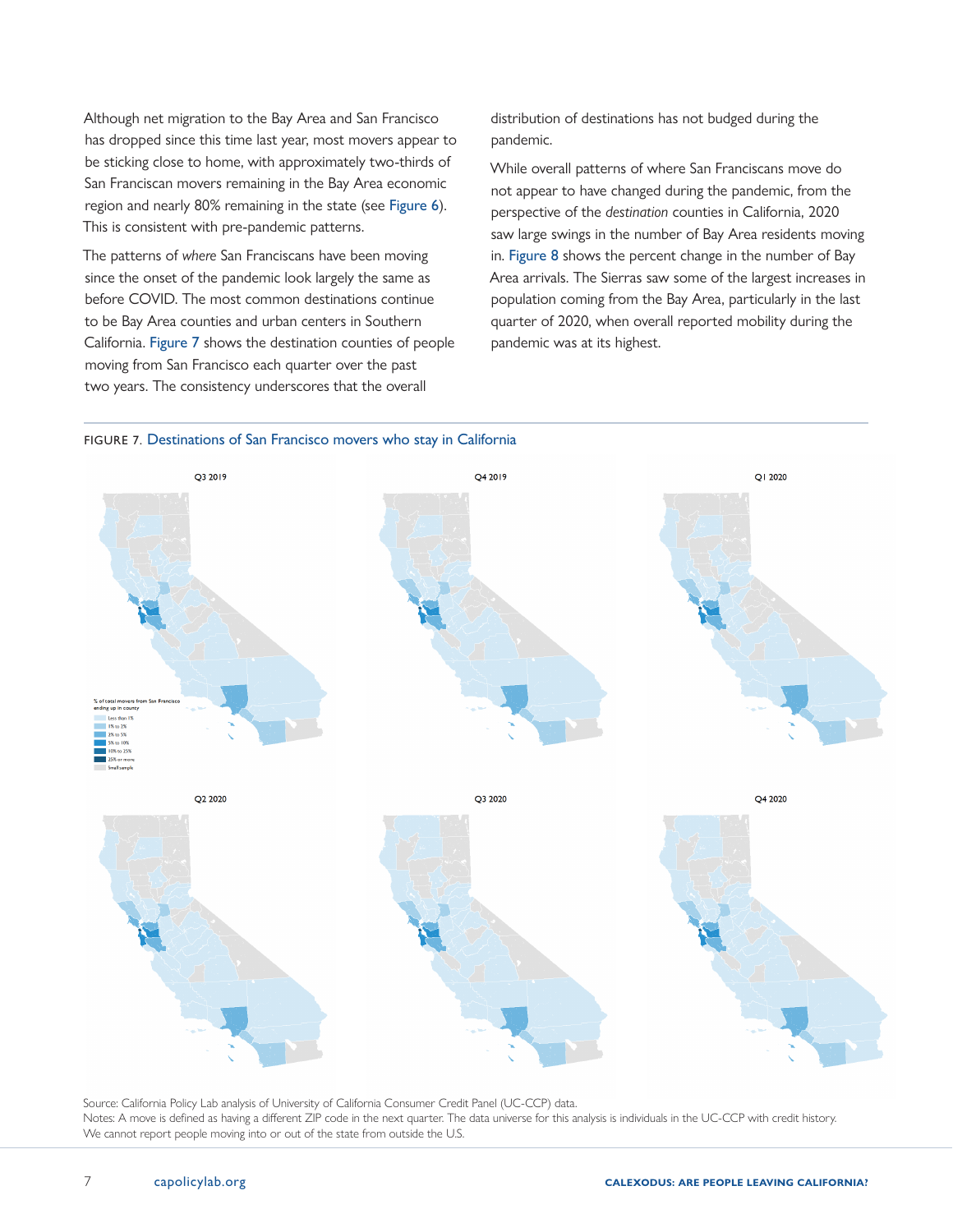Although net migration to the Bay Area and San Francisco has dropped since this time last year, most movers appear to be sticking close to home, with approximately two-thirds of San Franciscan movers remaining in the Bay Area economic region and nearly 80% remaining in the state (see Figure 6). This is consistent with pre-pandemic patterns.

The patterns of *where* San Franciscans have been moving since the onset of the pandemic look largely the same as before COVID. The most common destinations continue to be Bay Area counties and urban centers in Southern California. Figure 7 shows the destination counties of people moving from San Francisco each quarter over the past two years. The consistency underscores that the overall distribution of destinations has not budged during the pandemic.

While overall patterns of where San Franciscans move do not appear to have changed during the pandemic, from the perspective of the *destination* counties in California, 2020 saw large swings in the number of Bay Area residents moving in. Figure 8 shows the percent change in the number of Bay Area arrivals. The Sierras saw some of the largest increases in population coming from the Bay Area, particularly in the last quarter of 2020, when overall reported mobility during the pandemic was at its highest.

FIGURE 7. Destinations of San Francisco movers who stay in California

Q3 2019 | Q4 2019 | Q1 2020 | Q2 2020 | Q3 2020 | Q4 2020

% of total movers from San Francisco ending up in county: Less than 1%; 1% to 2%; 2% to 5%; 5% to 10%; 10% to 25%; 25% or more; Small sample

Source: California Policy Lab analysis of University of California Consumer Credit Panel (UC-CCP) data.
Notes: A move is defined as having a different ZIP code in the next quarter. The data universe for this analysis is individuals in the UC-CCP with credit history. We cannot report people moving into or out of the state from outside the U.S.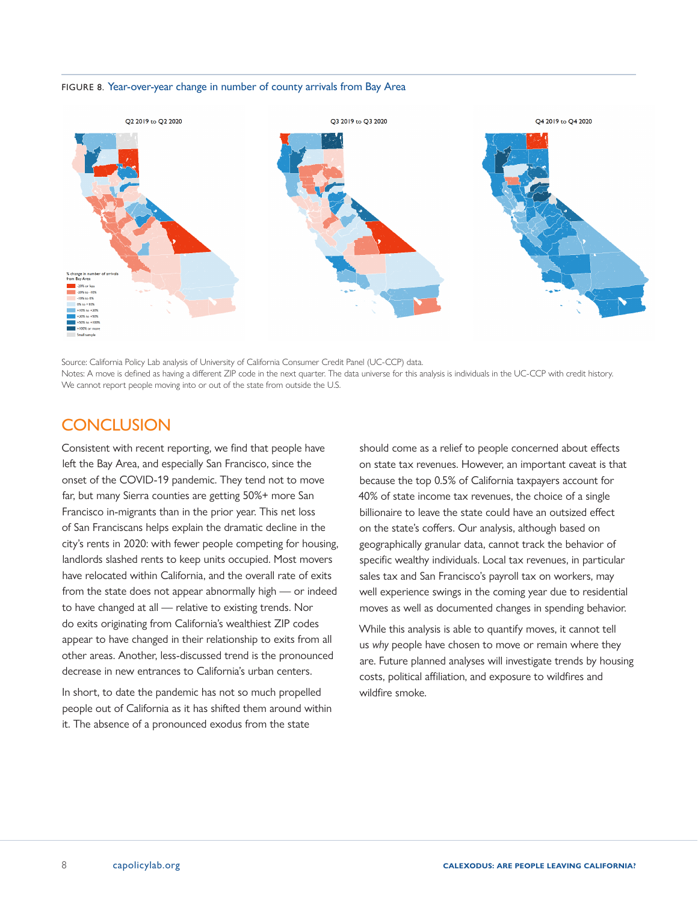FIGURE 8. Year-over-year change in number of county arrivals from Bay Area

Q2 2019 to Q2 2020

Q3 2019 to Q3 2020

Q4 2019 to Q4 2020

% change in number of arrivals from Bay Area

- -20% or less
- -20% to -10%
- -10% to 0%
- 0% to +10%
- +10% to +20%
- +20% to +50%
- +50% to +100%
- +100% or more
- Small sample

Source: California Policy Lab analysis of University of California Consumer Credit Panel (UC-CCP) data.
Notes: A move is defined as having a different ZIP code in the next quarter. The data universe for this analysis is individuals in the UC-CCP with credit history. We cannot report people moving into or out of the state from outside the U.S.

## CONCLUSION

Consistent with recent reporting, we find that people have left the Bay Area, and especially San Francisco, since the onset of the COVID-19 pandemic. They tend not to move far, but many Sierra counties are getting 50%+ more San Francisco in-migrants than in the prior year. This net loss of San Franciscans helps explain the dramatic decline in the city's rents in 2020: with fewer people competing for housing, landlords slashed rents to keep units occupied. Most movers have relocated within California, and the overall rate of exits from the state does not appear abnormally high — or indeed to have changed at all — relative to existing trends. Nor do exits originating from California's wealthiest ZIP codes appear to have changed in their relationship to exits from all other areas. Another, less-discussed trend is the pronounced decrease in new entrances to California's urban centers.

In short, to date the pandemic has not so much propelled people out of California as it has shifted them around within it. The absence of a pronounced exodus from the state should come as a relief to people concerned about effects on state tax revenues. However, an important caveat is that because the top 0.5% of California taxpayers account for 40% of state income tax revenues, the choice of a single billionaire to leave the state could have an outsized effect on the state's coffers. Our analysis, although based on geographically granular data, cannot track the behavior of specific wealthy individuals. Local tax revenues, in particular sales tax and San Francisco's payroll tax on workers, may well experience swings in the coming year due to residential moves as well as documented changes in spending behavior.

While this analysis is able to quantify moves, it cannot tell us *why* people have chosen to move or remain where they are. Future planned analyses will investigate trends by housing costs, political affiliation, and exposure to wildfires and wildfire smoke.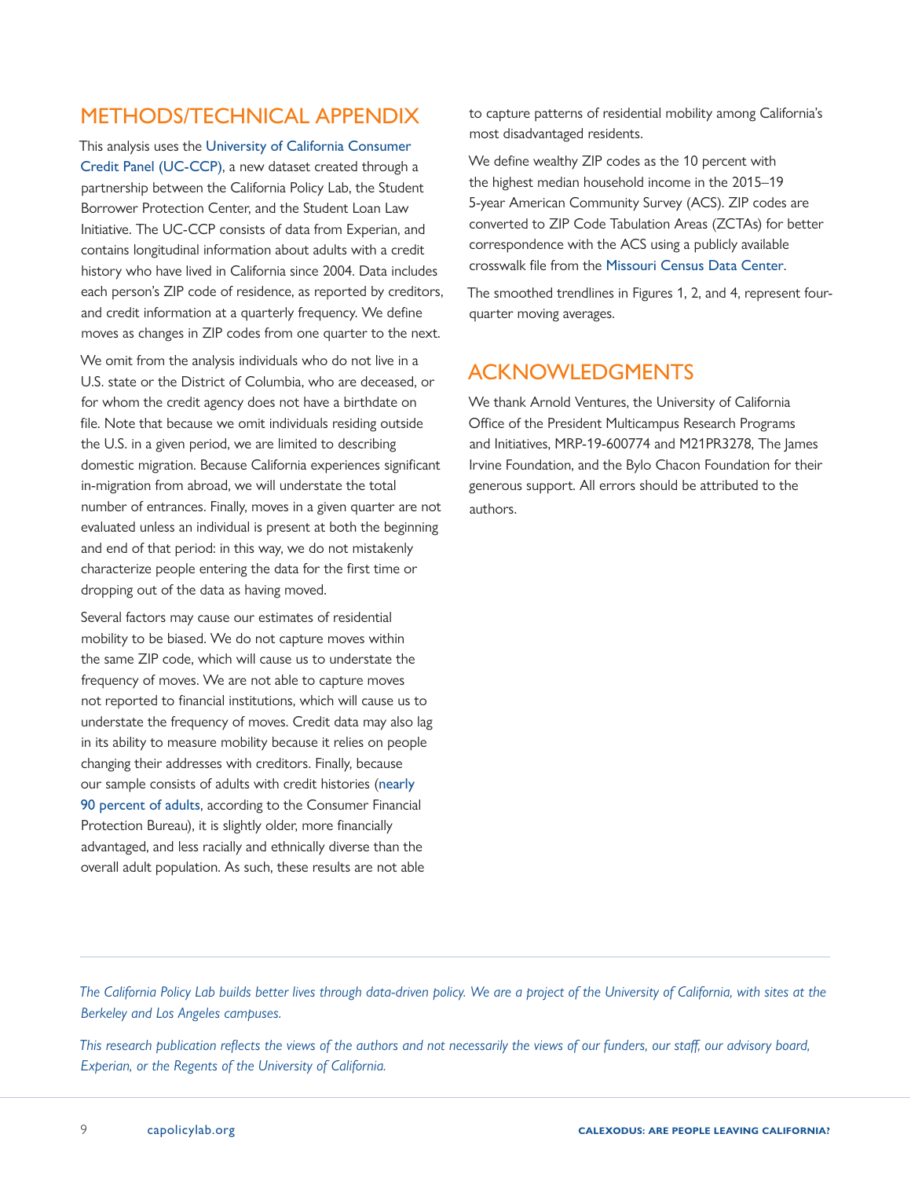## METHODS/TECHNICAL APPENDIX

This analysis uses the University of California Consumer Credit Panel (UC-CCP), a new dataset created through a partnership between the California Policy Lab, the Student Borrower Protection Center, and the Student Loan Law Initiative. The UC-CCP consists of data from Experian, and contains longitudinal information about adults with a credit history who have lived in California since 2004. Data includes each person's ZIP code of residence, as reported by creditors, and credit information at a quarterly frequency. We define moves as changes in ZIP codes from one quarter to the next.

We omit from the analysis individuals who do not live in a U.S. state or the District of Columbia, who are deceased, or for whom the credit agency does not have a birthdate on file. Note that because we omit individuals residing outside the U.S. in a given period, we are limited to describing domestic migration. Because California experiences significant in-migration from abroad, we will understate the total number of entrances. Finally, moves in a given quarter are not evaluated unless an individual is present at both the beginning and end of that period: in this way, we do not mistakenly characterize people entering the data for the first time or dropping out of the data as having moved.

Several factors may cause our estimates of residential mobility to be biased. We do not capture moves within the same ZIP code, which will cause us to understate the frequency of moves. We are not able to capture moves not reported to financial institutions, which will cause us to understate the frequency of moves. Credit data may also lag in its ability to measure mobility because it relies on people changing their addresses with creditors. Finally, because our sample consists of adults with credit histories (nearly 90 percent of adults, according to the Consumer Financial Protection Bureau), it is slightly older, more financially advantaged, and less racially and ethnically diverse than the overall adult population. As such, these results are not able to capture patterns of residential mobility among California's most disadvantaged residents.

We define wealthy ZIP codes as the 10 percent with the highest median household income in the 2015–19 5-year American Community Survey (ACS). ZIP codes are converted to ZIP Code Tabulation Areas (ZCTAs) for better correspondence with the ACS using a publicly available crosswalk file from the Missouri Census Data Center.

The smoothed trendlines in Figures 1, 2, and 4, represent four-quarter moving averages.

## ACKNOWLEDGMENTS

We thank Arnold Ventures, the University of California Office of the President Multicampus Research Programs and Initiatives, MRP-19-600774 and M21PR3278, The James Irvine Foundation, and the Bylo Chacon Foundation for their generous support. All errors should be attributed to the authors.

---

*The California Policy Lab builds better lives through data-driven policy. We are a project of the University of California, with sites at the Berkeley and Los Angeles campuses.*

*This research publication reflects the views of the authors and not necessarily the views of our funders, our staff, our advisory board, Experian, or the Regents of the University of California.*